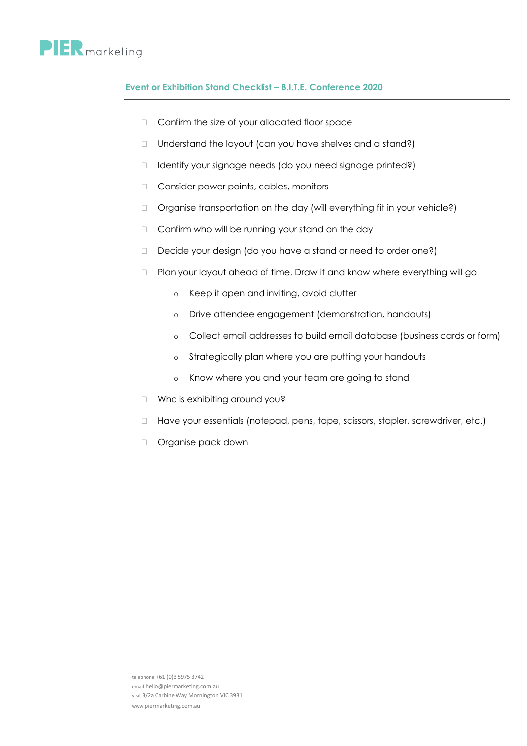**PIER** marketing

### Event or Exhibition Stand Checklist – B.I.T.E. Conference 2020

- [ ] Confirm the size of your allocated floor space
- [ ] Understand the layout (can you have shelves and a stand?)
- [ ] Identify your signage needs (do you need signage printed?)
- [ ] Consider power points, cables, monitors
- [ ] Organise transportation on the day (will everything fit in your vehicle?)
- [ ] Confirm who will be running your stand on the day
- [ ] Decide your design (do you have a stand or need to order one?)
- [ ] Plan your layout ahead of time. Draw it and know where everything will go
    - Keep it open and inviting, avoid clutter
    - Drive attendee engagement (demonstration, handouts)
    - Collect email addresses to build email database (business cards or form)
    - Strategically plan where you are putting your handouts
    - Know where you and your team are going to stand
- [ ] Who is exhibiting around you?
- [ ] Have your essentials (notepad, pens, tape, scissors, stapler, screwdriver, etc.)
- [ ] Organise pack down

telephone +61 (0)3 5975 3742
email hello@piermarketing.com.au
visit 3/2a Carbine Way Mornington VIC 3931
www piermarketing.com.au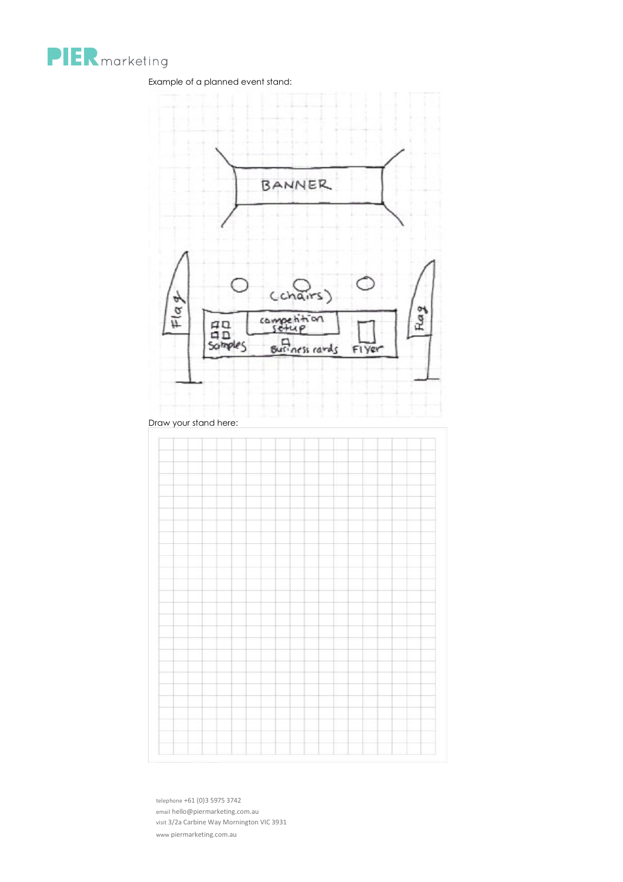Example of a planned event stand:

BANNER

Flag

(chairs)

competition setup

Samples

Business cards

Flyer

Flag

Draw your stand here: